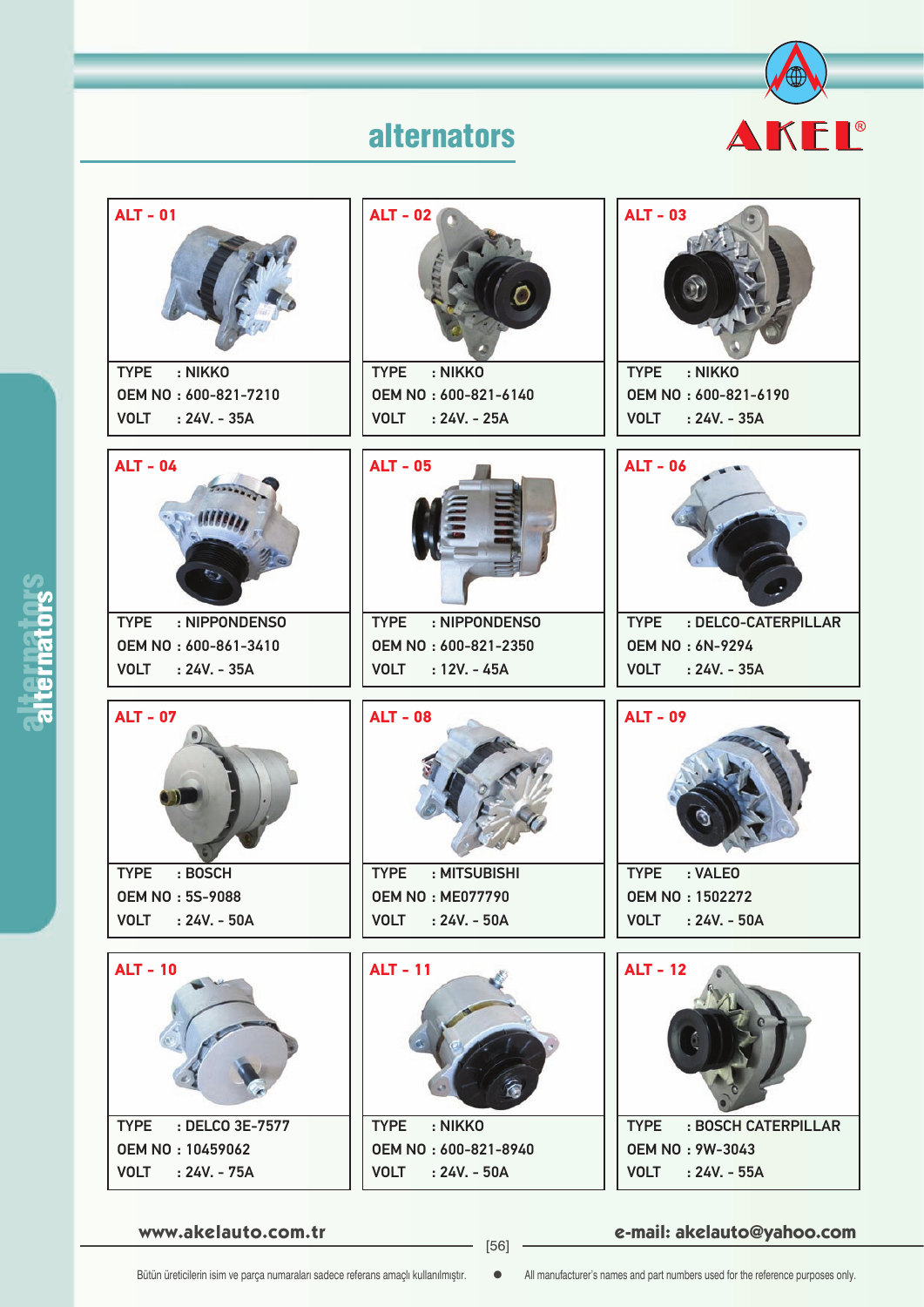# alternators

AKEL®

| Item | TYPE | OEM NO | VOLT |
|---|---|---|---|
| ALT - 01 | NIKKO | 600-821-7210 | 24V. - 35A |
| ALT - 02 | NIKKO | 600-821-6140 | 24V. - 25A |
| ALT - 03 | NIKKO | 600-821-6190 | 24V. - 35A |
| ALT - 04 | NIPPONDENSO | 600-861-3410 | 24V. - 35A |
| ALT - 05 | NIPPONDENSO | 600-821-2350 | 12V. - 45A |
| ALT - 06 | DELCO-CATERPILLAR | 6N-9294 | 24V. - 35A |
| ALT - 07 | BOSCH | 5S-9088 | 24V. - 50A |
| ALT - 08 | MITSUBISHI | ME077790 | 24V. - 50A |
| ALT - 09 | VALEO | 1502272 | 24V. - 50A |
| ALT - 10 | DELCO 3E-7577 | 10459062 | 24V. - 75A |
| ALT - 11 | NIKKO | 600-821-8940 | 24V. - 50A |
| ALT - 12 | BOSCH CATERPILLAR | 9W-3043 | 24V. - 55A |

www.akelauto.com.tr

e-mail: akelauto@yahoo.com

Bütün üreticilerin isim ve parça numaraları sadece referans amaçlı kullanılmıştır. • All manufacturer's names and part numbers used for the reference purposes only.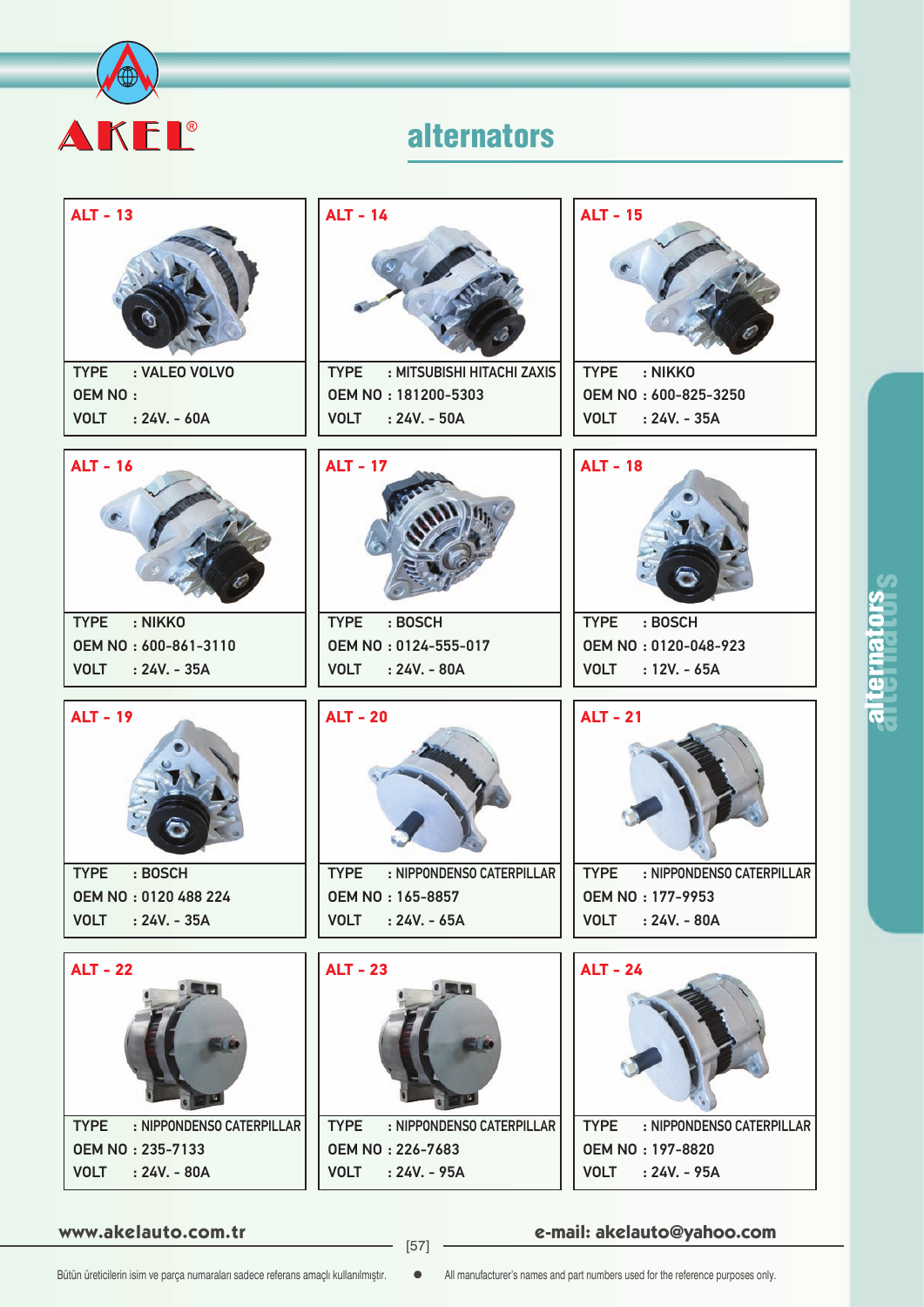# alternators

| Code | TYPE | OEM NO | VOLT |
|---|---|---|---|
| ALT - 13 | VALEO VOLVO | | 24V. - 60A |
| ALT - 14 | MITSUBISHI HITACHI ZAXIS | 181200-5303 | 24V. - 50A |
| ALT - 15 | NIKKO | 600-825-3250 | 24V. - 35A |
| ALT - 16 | NIKKO | 600-861-3110 | 24V. - 35A |
| ALT - 17 | BOSCH | 0124-555-017 | 24V. - 80A |
| ALT - 18 | BOSCH | 0120-048-923 | 12V. - 65A |
| ALT - 19 | BOSCH | 0120 488 224 | 24V. - 35A |
| ALT - 20 | NIPPONDENSO CATERPILLAR | 165-8857 | 24V. - 65A |
| ALT - 21 | NIPPONDENSO CATERPILLAR | 177-9953 | 24V. - 80A |
| ALT - 22 | NIPPONDENSO CATERPILLAR | 235-7133 | 24V. - 80A |
| ALT - 23 | NIPPONDENSO CATERPILLAR | 226-7683 | 24V. - 95A |
| ALT - 24 | NIPPONDENSO CATERPILLAR | 197-8820 | 24V. - 95A |

www.akelauto.com.tr e-mail: akelauto@yahoo.com

Bütün üreticilerin isim ve parça numaraları sadece referans amaçlı kullanılmıştır. • All manufacturer's names and part numbers used for the reference purposes only.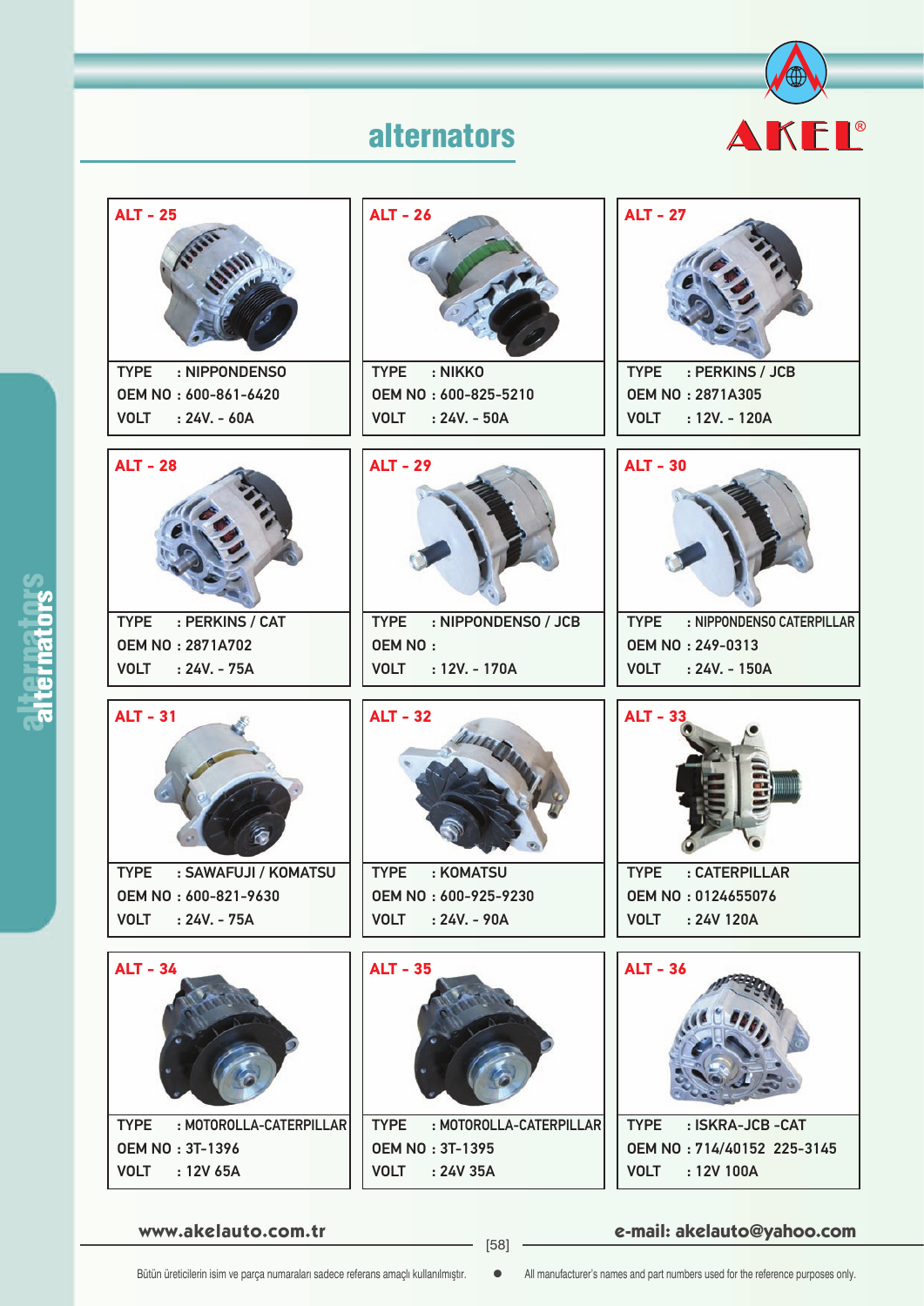# alternators

AKEL®

## ALT - 25

TYPE : NIPPONDENSO
OEM NO : 600-861-6420
VOLT : 24V. - 60A

## ALT - 26

TYPE : NIKKO
OEM NO : 600-825-5210
VOLT : 24V. - 50A

## ALT - 27

TYPE : PERKINS / JCB
OEM NO : 2871A305
VOLT : 12V. - 120A

## ALT - 28

TYPE : PERKINS / CAT
OEM NO : 2871A702
VOLT : 24V. - 75A

## ALT - 29

TYPE : NIPPONDENSO / JCB
OEM NO :
VOLT : 12V. - 170A

## ALT - 30

TYPE : NIPPONDENSO CATERPILLAR
OEM NO : 249-0313
VOLT : 24V. - 150A

## ALT - 31

TYPE : SAWAFUJI / KOMATSU
OEM NO : 600-821-9630
VOLT : 24V. - 75A

## ALT - 32

TYPE : KOMATSU
OEM NO : 600-925-9230
VOLT : 24V. - 90A

## ALT - 33

TYPE : CATERPILLAR
OEM NO : 0124655076
VOLT : 24V 120A

## ALT - 34

TYPE : MOTOROLLA-CATERPILLAR
OEM NO : 3T-1396
VOLT : 12V 65A

## ALT - 35

TYPE : MOTOROLLA-CATERPILLAR
OEM NO : 3T-1395
VOLT : 24V 35A

## ALT - 36

TYPE : ISKRA-JCB -CAT
OEM NO : 714/40152 225-3145
VOLT : 12V 100A

www.akelauto.com.tr

e-mail: akelauto@yahoo.com

Bütün üreticilerin isim ve parça numaraları sadece referans amaçlı kullanılmıştır. • All manufacturer's names and part numbers used for the reference purposes only.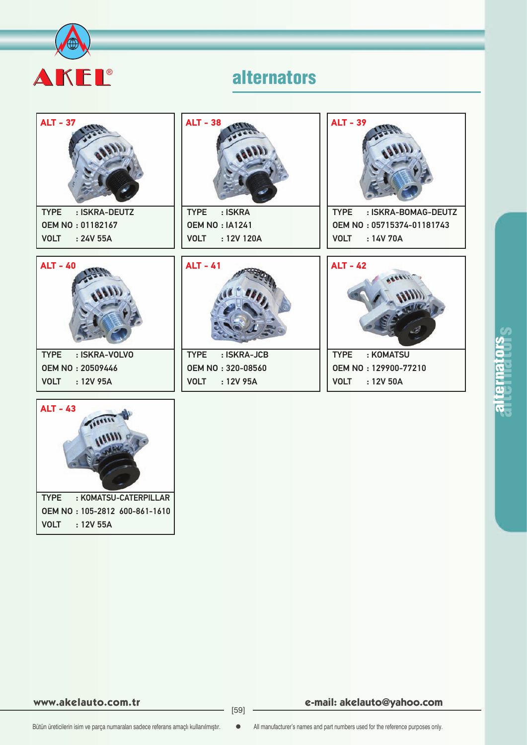AKEL®

# alternators

## ALT - 37

TYPE : ISKRA-DEUTZ
OEM NO : 01182167
VOLT : 24V 55A

## ALT - 38

TYPE : ISKRA
OEM NO : IA1241
VOLT : 12V 120A

## ALT - 39

TYPE : ISKRA-BOMAG-DEUTZ
OEM NO : 05715374-01181743
VOLT : 14V 70A

## ALT - 40

TYPE : ISKRA-VOLVO
OEM NO : 20509446
VOLT : 12V 95A

## ALT - 41

TYPE : ISKRA-JCB
OEM NO : 320-08560
VOLT : 12V 95A

## ALT - 42

TYPE : KOMATSU
OEM NO : 129900-77210
VOLT : 12V 50A

## ALT - 43

TYPE : KOMATSU-CATERPILLAR
OEM NO : 105-2812 600-861-1610
VOLT : 12V 55A

www.akelauto.com.tr

e-mail: akelauto@yahoo.com

Bütün üreticilerin isim ve parça numaraları sadece referans amaçlı kullanılmıştır. • All manufacturer's names and part numbers used for the reference purposes only.